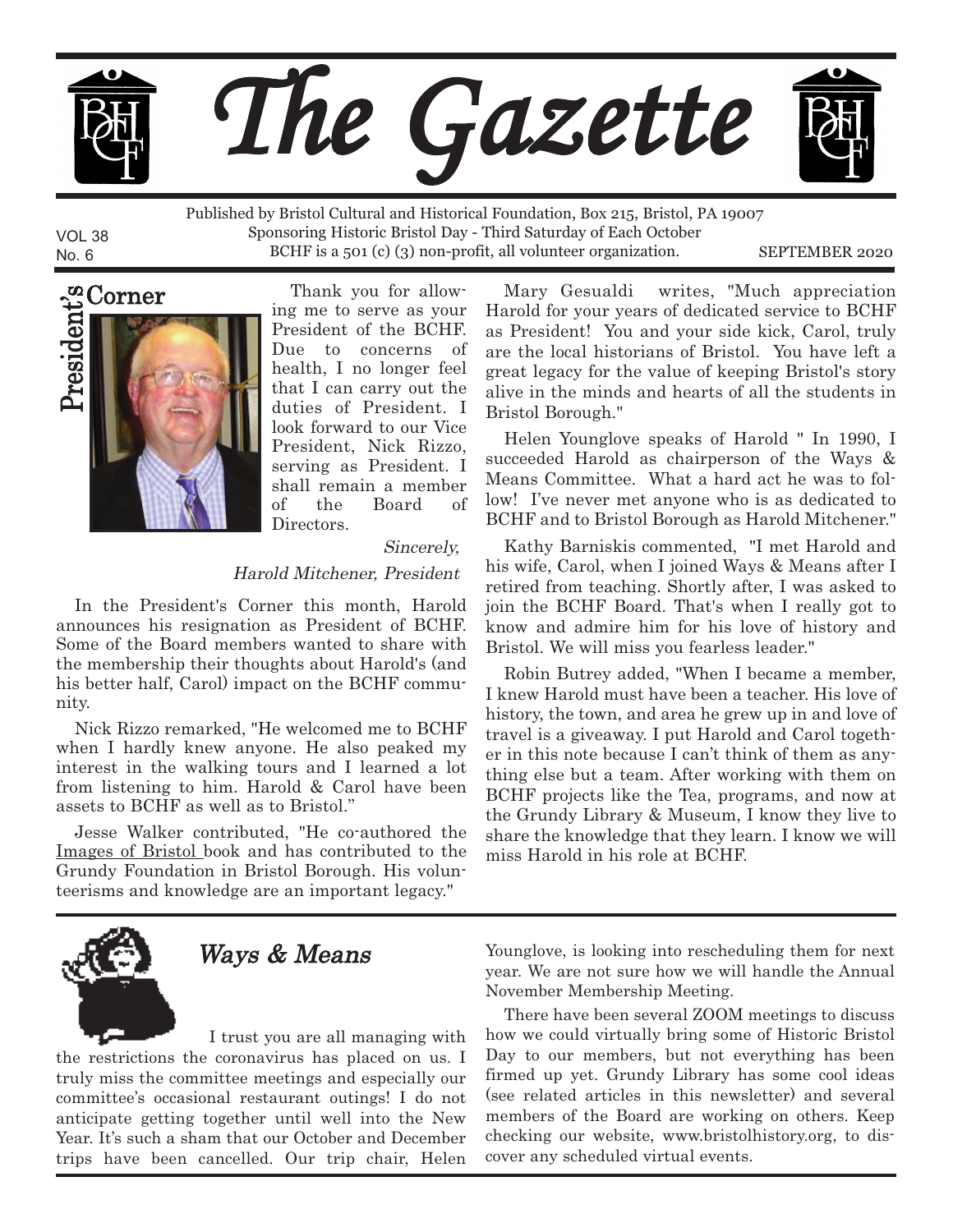# The Gazette

Published by Bristol Cultural and Historical Foundation, Box 215, Bristol, PA 19007
Sponsoring Historic Bristol Day - Third Saturday of Each October
BCHF is a 501 (c) (3) non-profit, all volunteer organization.

VOL 38
No. 6

SEPTEMBER 2020

## President's Corner

Thank you for allowing me to serve as your President of the BCHF. Due to concerns of health, I no longer feel that I can carry out the duties of President. I look forward to our Vice President, Nick Rizzo, serving as President. I shall remain a member of the Board of Directors.

*Sincerely,*

*Harold Mitchener, President*

In the President's Corner this month, Harold announces his resignation as President of BCHF. Some of the Board members wanted to share with the membership their thoughts about Harold's (and his better half, Carol) impact on the BCHF community.

Nick Rizzo remarked, "He welcomed me to BCHF when I hardly knew anyone. He also peaked my interest in the walking tours and I learned a lot from listening to him. Harold & Carol have been assets to BCHF as well as to Bristol."

Jesse Walker contributed, "He co-authored the Images of Bristol book and has contributed to the Grundy Foundation in Bristol Borough. His volunteerisms and knowledge are an important legacy."

Mary Gesualdi writes, "Much appreciation Harold for your years of dedicated service to BCHF as President! You and your side kick, Carol, truly are the local historians of Bristol. You have left a great legacy for the value of keeping Bristol's story alive in the minds and hearts of all the students in Bristol Borough."

Helen Younglove speaks of Harold " In 1990, I succeeded Harold as chairperson of the Ways & Means Committee. What a hard act he was to follow! I've never met anyone who is as dedicated to BCHF and to Bristol Borough as Harold Mitchener."

Kathy Barniskis commented, "I met Harold and his wife, Carol, when I joined Ways & Means after I retired from teaching. Shortly after, I was asked to join the BCHF Board. That's when I really got to know and admire him for his love of history and Bristol. We will miss you fearless leader."

Robin Butrey added, "When I became a member, I knew Harold must have been a teacher. His love of history, the town, and area he grew up in and love of travel is a giveaway. I put Harold and Carol together in this note because I can't think of them as anything else but a team. After working with them on BCHF projects like the Tea, programs, and now at the Grundy Library & Museum, I know they live to share the knowledge that they learn. I know we will miss Harold in his role at BCHF.

## *Ways & Means*

I trust you are all managing with the restrictions the coronavirus has placed on us. I truly miss the committee meetings and especially our committee's occasional restaurant outings! I do not anticipate getting together until well into the New Year. It's such a sham that our October and December trips have been cancelled. Our trip chair, Helen Younglove, is looking into rescheduling them for next year. We are not sure how we will handle the Annual November Membership Meeting.

There have been several ZOOM meetings to discuss how we could virtually bring some of Historic Bristol Day to our members, but not everything has been firmed up yet. Grundy Library has some cool ideas (see related articles in this newsletter) and several members of the Board are working on others. Keep checking our website, www.bristolhistory.org, to discover any scheduled virtual events.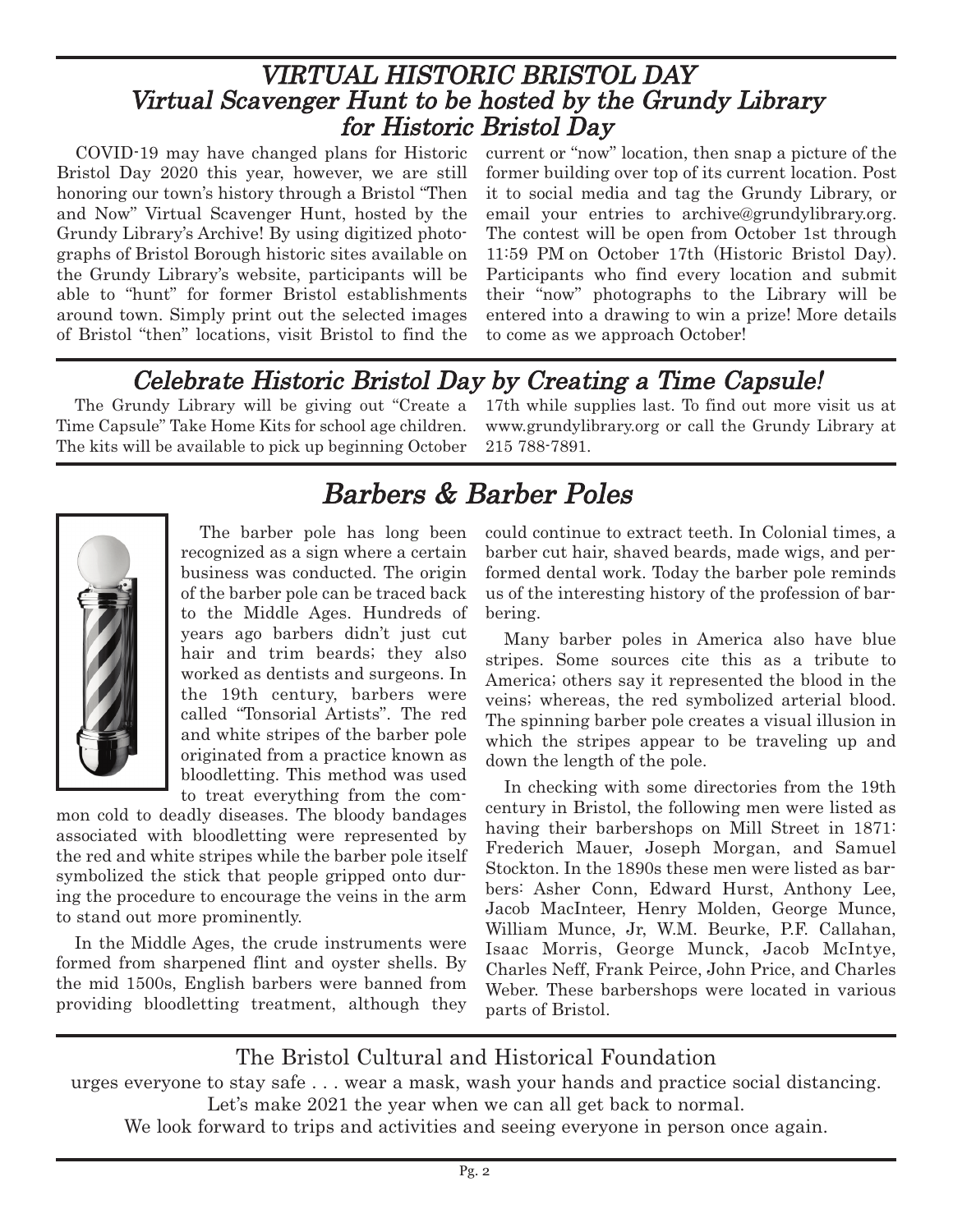## *VIRTUAL HISTORIC BRISTOL DAY*
### *Virtual Scavenger Hunt to be hosted by the Grundy Library for Historic Bristol Day*

COVID-19 may have changed plans for Historic Bristol Day 2020 this year, however, we are still honoring our town's history through a Bristol "Then and Now" Virtual Scavenger Hunt, hosted by the Grundy Library's Archive! By using digitized photographs of Bristol Borough historic sites available on the Grundy Library's website, participants will be able to "hunt" for former Bristol establishments around town. Simply print out the selected images of Bristol "then" locations, visit Bristol to find the current or "now" location, then snap a picture of the former building over top of its current location. Post it to social media and tag the Grundy Library, or email your entries to archive@grundylibrary.org. The contest will be open from October 1st through 11:59 PM on October 17th (Historic Bristol Day). Participants who find every location and submit their "now" photographs to the Library will be entered into a drawing to win a prize! More details to come as we approach October!

## *Celebrate Historic Bristol Day by Creating a Time Capsule!*

The Grundy Library will be giving out "Create a Time Capsule" Take Home Kits for school age children. The kits will be available to pick up beginning October 17th while supplies last. To find out more visit us at www.grundylibrary.org or call the Grundy Library at 215 788-7891.

## *Barbers & Barber Poles*

The barber pole has long been recognized as a sign where a certain business was conducted. The origin of the barber pole can be traced back to the Middle Ages. Hundreds of years ago barbers didn't just cut hair and trim beards; they also worked as dentists and surgeons. In the 19th century, barbers were called "Tonsorial Artists". The red and white stripes of the barber pole originated from a practice known as bloodletting. This method was used to treat everything from the common cold to deadly diseases. The bloody bandages associated with bloodletting were represented by the red and white stripes while the barber pole itself symbolized the stick that people gripped onto during the procedure to encourage the veins in the arm to stand out more prominently.

In the Middle Ages, the crude instruments were formed from sharpened flint and oyster shells. By the mid 1500s, English barbers were banned from providing bloodletting treatment, although they could continue to extract teeth. In Colonial times, a barber cut hair, shaved beards, made wigs, and performed dental work. Today the barber pole reminds us of the interesting history of the profession of barbering.

Many barber poles in America also have blue stripes. Some sources cite this as a tribute to America; others say it represented the blood in the veins; whereas, the red symbolized arterial blood. The spinning barber pole creates a visual illusion in which the stripes appear to be traveling up and down the length of the pole.

In checking with some directories from the 19th century in Bristol, the following men were listed as having their barbershops on Mill Street in 1871: Frederich Mauer, Joseph Morgan, and Samuel Stockton. In the 1890s these men were listed as barbers: Asher Conn, Edward Hurst, Anthony Lee, Jacob MacInteer, Henry Molden, George Munce, William Munce, Jr, W.M. Beurke, P.F. Callahan, Isaac Morris, George Munck, Jacob McIntye, Charles Neff, Frank Peirce, John Price, and Charles Weber. These barbershops were located in various parts of Bristol.

The Bristol Cultural and Historical Foundation

urges everyone to stay safe . . . wear a mask, wash your hands and practice social distancing.

Let's make 2021 the year when we can all get back to normal.

We look forward to trips and activities and seeing everyone in person once again.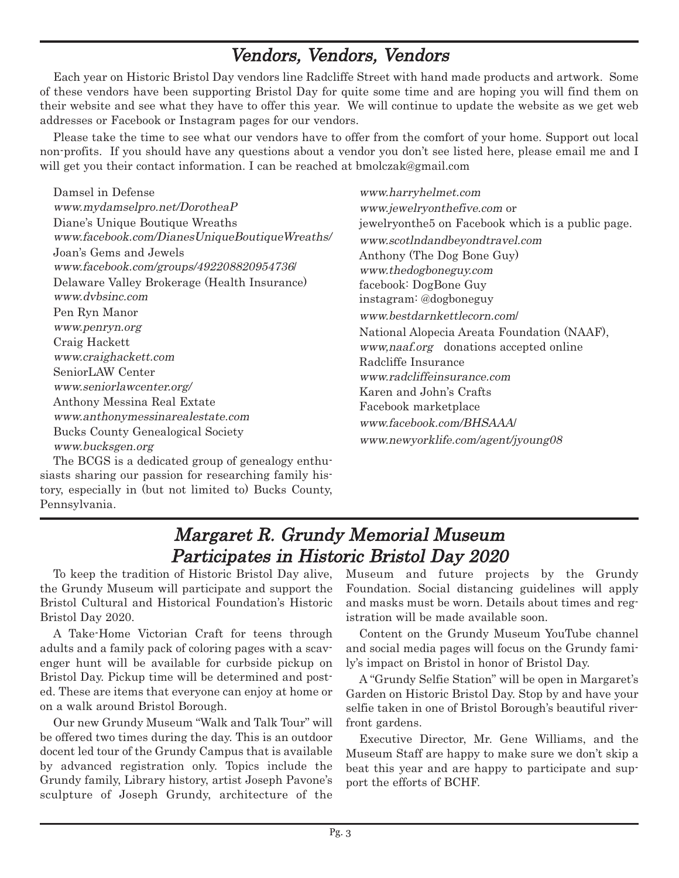## *Vendors, Vendors, Vendors*

Each year on Historic Bristol Day vendors line Radcliffe Street with hand made products and artwork. Some of these vendors have been supporting Bristol Day for quite some time and are hoping you will find them on their website and see what they have to offer this year. We will continue to update the website as we get web addresses or Facebook or Instagram pages for our vendors.

Please take the time to see what our vendors have to offer from the comfort of your home. Support out local non-profits. If you should have any questions about a vendor you don't see listed here, please email me and I will get you their contact information. I can be reached at bmolczak@gmail.com

Damsel in Defense
*www.mydamselpro.net/DorotheaP*
Diane's Unique Boutique Wreaths
*www.facebook.com/DianesUniqueBoutiqueWreaths/*
Joan's Gems and Jewels
*www.facebook.com/groups/492208820954736/*
Delaware Valley Brokerage (Health Insurance)
*www.dvbsinc.com*
Pen Ryn Manor
*www.penryn.org*
Craig Hackett
*www.craighackett.com*
SeniorLAW Center
*www.seniorlawcenter.org/*
Anthony Messina Real Extate
*www.anthonymessinarealestate.com*
Bucks County Genealogical Society
*www.bucksgen.org*
The BCGS is a dedicated group of genealogy enthusiasts sharing our passion for researching family history, especially in (but not limited to) Bucks County, Pennsylvania.

*www.harryhelmet.com*
*www.jewelryonthefive.com* or
jewelryonthe5 on Facebook which is a public page.
*www.scotlndandbeyondtravel.com*
Anthony (The Dog Bone Guy)
*www.thedogboneguy.com*
facebook: DogBone Guy
instagram: @dogboneguy
*www.bestdarnkettlecorn.com/*
National Alopecia Areata Foundation (NAAF),
*www,naaf.org* donations accepted online
Radcliffe Insurance
*www.radcliffeinsurance.com*
Karen and John's Crafts
Facebook marketplace
*www.facebook.com/BHSAAA/*
*www.newyorklife.com/agent/jyoung08*

## *Margaret R. Grundy Memorial Museum Participates in Historic Bristol Day 2020*

To keep the tradition of Historic Bristol Day alive, the Grundy Museum will participate and support the Bristol Cultural and Historical Foundation's Historic Bristol Day 2020.

A Take-Home Victorian Craft for teens through adults and a family pack of coloring pages with a scavenger hunt will be available for curbside pickup on Bristol Day. Pickup time will be determined and posted. These are items that everyone can enjoy at home or on a walk around Bristol Borough.

Our new Grundy Museum "Walk and Talk Tour" will be offered two times during the day. This is an outdoor docent led tour of the Grundy Campus that is available by advanced registration only. Topics include the Grundy family, Library history, artist Joseph Pavone's sculpture of Joseph Grundy, architecture of the Museum and future projects by the Grundy Foundation. Social distancing guidelines will apply and masks must be worn. Details about times and registration will be made available soon.

Content on the Grundy Museum YouTube channel and social media pages will focus on the Grundy family's impact on Bristol in honor of Bristol Day.

A "Grundy Selfie Station" will be open in Margaret's Garden on Historic Bristol Day. Stop by and have your selfie taken in one of Bristol Borough's beautiful riverfront gardens.

Executive Director, Mr. Gene Williams, and the Museum Staff are happy to make sure we don't skip a beat this year and are happy to participate and support the efforts of BCHF.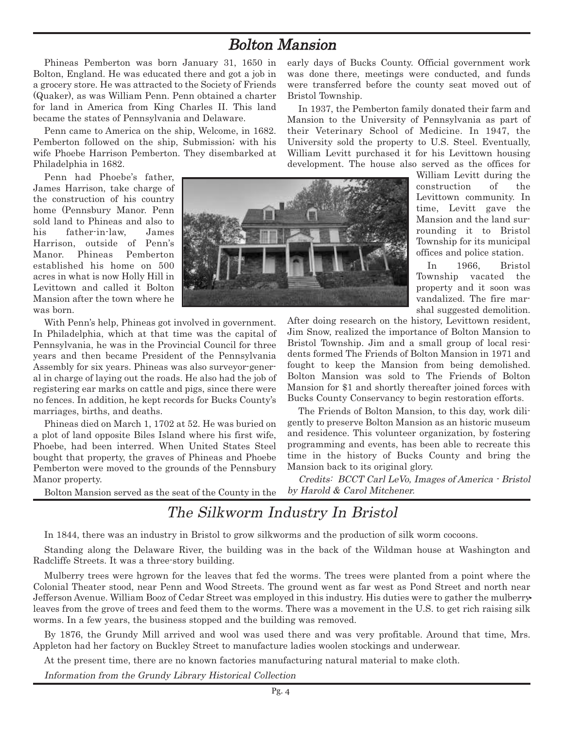## *Bolton Mansion*

Phineas Pemberton was born January 31, 1650 in Bolton, England. He was educated there and got a job in a grocery store. He was attracted to the Society of Friends (Quaker), as was William Penn. Penn obtained a charter for land in America from King Charles II. This land became the states of Pennsylvania and Delaware.

Penn came to America on the ship, Welcome, in 1682. Pemberton followed on the ship, Submission; with his wife Phoebe Harrison Pemberton. They disembarked at Philadelphia in 1682.

Penn had Phoebe's father, James Harrison, take charge of the construction of his country home (Pennsbury Manor. Penn sold land to Phineas and also to his father-in-law, James Harrison, outside of Penn's Manor. Phineas Pemberton established his home on 500 acres in what is now Holly Hill in Levittown and called it Bolton Mansion after the town where he was born.

With Penn's help, Phineas got involved in government. In Philadelphia, which at that time was the capital of Pennsylvania, he was in the Provincial Council for three years and then became President of the Pennsylvania Assembly for six years. Phineas was also surveyor-general in charge of laying out the roads. He also had the job of registering ear marks on cattle and pigs, since there were no fences. In addition, he kept records for Bucks County's marriages, births, and deaths.

Phineas died on March 1, 1702 at 52. He was buried on a plot of land opposite Biles Island where his first wife, Phoebe, had been interred. When United States Steel bought that property, the graves of Phineas and Phoebe Pemberton were moved to the grounds of the Pennsbury Manor property.

Bolton Mansion served as the seat of the County in the early days of Bucks County. Official government work was done there, meetings were conducted, and funds were transferred before the county seat moved out of Bristol Township.

In 1937, the Pemberton family donated their farm and Mansion to the University of Pennsylvania as part of their Veterinary School of Medicine. In 1947, the University sold the property to U.S. Steel. Eventually, William Levitt purchased it for his Levittown housing development. The house also served as the offices for William Levitt during the construction of the Levittown community. In time, Levitt gave the Mansion and the land surrounding it to Bristol Township for its municipal offices and police station.

In 1966, Bristol Township vacated the property and it soon was vandalized. The fire marshal suggested demolition. After doing research on the history, Levittown resident, Jim Snow, realized the importance of Bolton Mansion to Bristol Township. Jim and a small group of local residents formed The Friends of Bolton Mansion in 1971 and fought to keep the Mansion from being demolished. Bolton Mansion was sold to The Friends of Bolton Mansion for $1 and shortly thereafter joined forces with Bucks County Conservancy to begin restoration efforts.

The Friends of Bolton Mansion, to this day, work diligently to preserve Bolton Mansion as an historic museum and residence. This volunteer organization, by fostering programming and events, has been able to recreate this time in the history of Bucks County and bring the Mansion back to its original glory.

*Credits: BCCT Carl LeVo, Images of America - Bristol by Harold & Carol Mitchener.*

## *The Silkworm Industry In Bristol*

In 1844, there was an industry in Bristol to grow silkworms and the production of silk worm cocoons.

Standing along the Delaware River, the building was in the back of the Wildman house at Washington and Radcliffe Streets. It was a three-story building.

Mulberry trees were hgrown for the leaves that fed the worms. The trees were planted from a point where the Colonial Theater stood, near Penn and Wood Streets. The ground went as far west as Pond Street and north near Jefferson Avenue. William Booz of Cedar Street was employed in this industry. His duties were to gather the mulberry leaves from the grove of trees and feed them to the worms. There was a movement in the U.S. to get rich raising silk worms. In a few years, the business stopped and the building was removed.

By 1876, the Grundy Mill arrived and wool was used there and was very profitable. Around that time, Mrs. Appleton had her factory on Buckley Street to manufacture ladies woolen stockings and underwear.

At the present time, there are no known factories manufacturing natural material to make cloth.

*Information from the Grundy Library Historical Collection*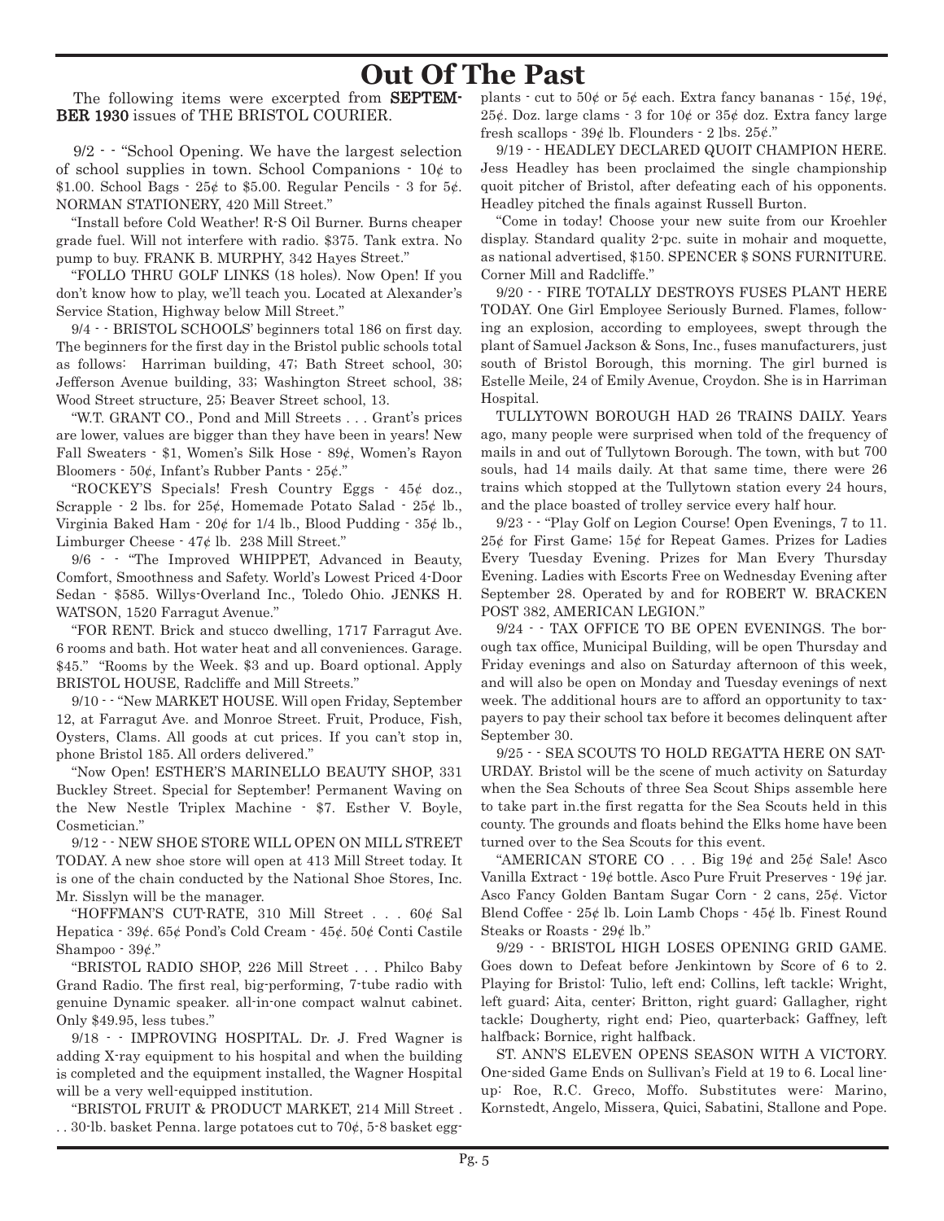# Out Of The Past

The following items were excerpted from **SEPTEMBER 1930** issues of THE BRISTOL COURIER.

9/2 - - "School Opening. We have the largest selection of school supplies in town. School Companions - 10¢ to $1.00. School Bags - 25¢ to $5.00. Regular Pencils - 3 for 5¢. NORMAN STATIONERY, 420 Mill Street."

"Install before Cold Weather! R-S Oil Burner. Burns cheaper grade fuel. Will not interfere with radio. $375. Tank extra. No pump to buy. FRANK B. MURPHY, 342 Hayes Street."

"FOLLO THRU GOLF LINKS (18 holes). Now Open! If you don't know how to play, we'll teach you. Located at Alexander's Service Station, Highway below Mill Street."

9/4 - - BRISTOL SCHOOLS' beginners total 186 on first day. The beginners for the first day in the Bristol public schools total as follows: Harriman building, 47; Bath Street school, 30; Jefferson Avenue building, 33; Washington Street school, 38; Wood Street structure, 25; Beaver Street school, 13.

"W.T. GRANT CO., Pond and Mill Streets . . . Grant's prices are lower, values are bigger than they have been in years! New Fall Sweaters - $1, Women's Silk Hose - 89¢, Women's Rayon Bloomers - 50¢, Infant's Rubber Pants - 25¢."

"ROCKEY'S Specials! Fresh Country Eggs - 45¢ doz., Scrapple - 2 lbs. for 25¢, Homemade Potato Salad - 25¢ lb., Virginia Baked Ham - 20¢ for 1/4 lb., Blood Pudding - 35¢ lb., Limburger Cheese - 47¢ lb. 238 Mill Street."

9/6 - - "The Improved WHIPPET, Advanced in Beauty, Comfort, Smoothness and Safety. World's Lowest Priced 4-Door Sedan - $585. Willys-Overland Inc., Toledo Ohio. JENKS H. WATSON, 1520 Farragut Avenue."

"FOR RENT. Brick and stucco dwelling, 1717 Farragut Ave. 6 rooms and bath. Hot water heat and all conveniences. Garage. $45." "Rooms by the Week. $3 and up. Board optional. Apply BRISTOL HOUSE, Radcliffe and Mill Streets."

9/10 - - "New MARKET HOUSE. Will open Friday, September 12, at Farragut Ave. and Monroe Street. Fruit, Produce, Fish, Oysters, Clams. All goods at cut prices. If you can't stop in, phone Bristol 185. All orders delivered."

"Now Open! ESTHER'S MARINELLO BEAUTY SHOP, 331 Buckley Street. Special for September! Permanent Waving on the New Nestle Triplex Machine - $7. Esther V. Boyle, Cosmetician."

9/12 - - NEW SHOE STORE WILL OPEN ON MILL STREET TODAY. A new shoe store will open at 413 Mill Street today. It is one of the chain conducted by the National Shoe Stores, Inc. Mr. Sisslyn will be the manager.

"HOFFMAN'S CUT-RATE, 310 Mill Street . . . 60¢ Sal Hepatica - 39¢. 65¢ Pond's Cold Cream - 45¢. 50¢ Conti Castile Shampoo - 39¢."

"BRISTOL RADIO SHOP, 226 Mill Street . . . Philco Baby Grand Radio. The first real, big-performing, 7-tube radio with genuine Dynamic speaker. all-in-one compact walnut cabinet. Only $49.95, less tubes."

9/18 - - IMPROVING HOSPITAL. Dr. J. Fred Wagner is adding X-ray equipment to his hospital and when the building is completed and the equipment installed, the Wagner Hospital will be a very well-equipped institution.

"BRISTOL FRUIT & PRODUCT MARKET, 214 Mill Street . . . 30-lb. basket Penna. large potatoes cut to 70¢, 5-8 basket egg-plants - cut to 50¢ or 5¢ each. Extra fancy bananas - 15¢, 19¢, 25¢. Doz. large clams - 3 for 10¢ or 35¢ doz. Extra fancy large fresh scallops - 39¢ lb. Flounders - 2 lbs. 25¢."

9/19 - - HEADLEY DECLARED QUOIT CHAMPION HERE. Jess Headley has been proclaimed the single championship quoit pitcher of Bristol, after defeating each of his opponents. Headley pitched the finals against Russell Burton.

"Come in today! Choose your new suite from our Kroehler display. Standard quality 2-pc. suite in mohair and moquette, as national advertised, $150. SPENCER $ SONS FURNITURE. Corner Mill and Radcliffe."

9/20 - - FIRE TOTALLY DESTROYS FUSES PLANT HERE TODAY. One Girl Employee Seriously Burned. Flames, following an explosion, according to employees, swept through the plant of Samuel Jackson & Sons, Inc., fuses manufacturers, just south of Bristol Borough, this morning. The girl burned is Estelle Meile, 24 of Emily Avenue, Croydon. She is in Harriman Hospital.

TULLYTOWN BOROUGH HAD 26 TRAINS DAILY. Years ago, many people were surprised when told of the frequency of mails in and out of Tullytown Borough. The town, with but 700 souls, had 14 mails daily. At that same time, there were 26 trains which stopped at the Tullytown station every 24 hours, and the place boasted of trolley service every half hour.

9/23 - - "Play Golf on Legion Course! Open Evenings, 7 to 11. 25¢ for First Game; 15¢ for Repeat Games. Prizes for Ladies Every Tuesday Evening. Prizes for Man Every Thursday Evening. Ladies with Escorts Free on Wednesday Evening after September 28. Operated by and for ROBERT W. BRACKEN POST 382, AMERICAN LEGION."

9/24 - - TAX OFFICE TO BE OPEN EVENINGS. The borough tax office, Municipal Building, will be open Thursday and Friday evenings and also on Saturday afternoon of this week, and will also be open on Monday and Tuesday evenings of next week. The additional hours are to afford an opportunity to taxpayers to pay their school tax before it becomes delinquent after September 30.

9/25 - - SEA SCOUTS TO HOLD REGATTA HERE ON SATURDAY. Bristol will be the scene of much activity on Saturday when the Sea Schouts of three Sea Scout Ships assemble here to take part in.the first regatta for the Sea Scouts held in this county. The grounds and floats behind the Elks home have been turned over to the Sea Scouts for this event.

"AMERICAN STORE CO . . . Big 19¢ and 25¢ Sale! Asco Vanilla Extract - 19¢ bottle. Asco Pure Fruit Preserves - 19¢ jar. Asco Fancy Golden Bantam Sugar Corn - 2 cans, 25¢. Victor Blend Coffee - 25¢ lb. Loin Lamb Chops - 45¢ lb. Finest Round Steaks or Roasts - 29¢ lb."

9/29 - - BRISTOL HIGH LOSES OPENING GRID GAME. Goes down to Defeat before Jenkintown by Score of 6 to 2. Playing for Bristol: Tulio, left end; Collins, left tackle; Wright, left guard; Aita, center; Britton, right guard; Gallagher, right tackle; Dougherty, right end; Pieo, quarterback; Gaffney, left halfback; Bornice, right halfback.

ST. ANN'S ELEVEN OPENS SEASON WITH A VICTORY. One-sided Game Ends on Sullivan's Field at 19 to 6. Local line-up: Roe, R.C. Greco, Moffo. Substitutes were: Marino, Kornstedt, Angelo, Missera, Quici, Sabatini, Stallone and Pope.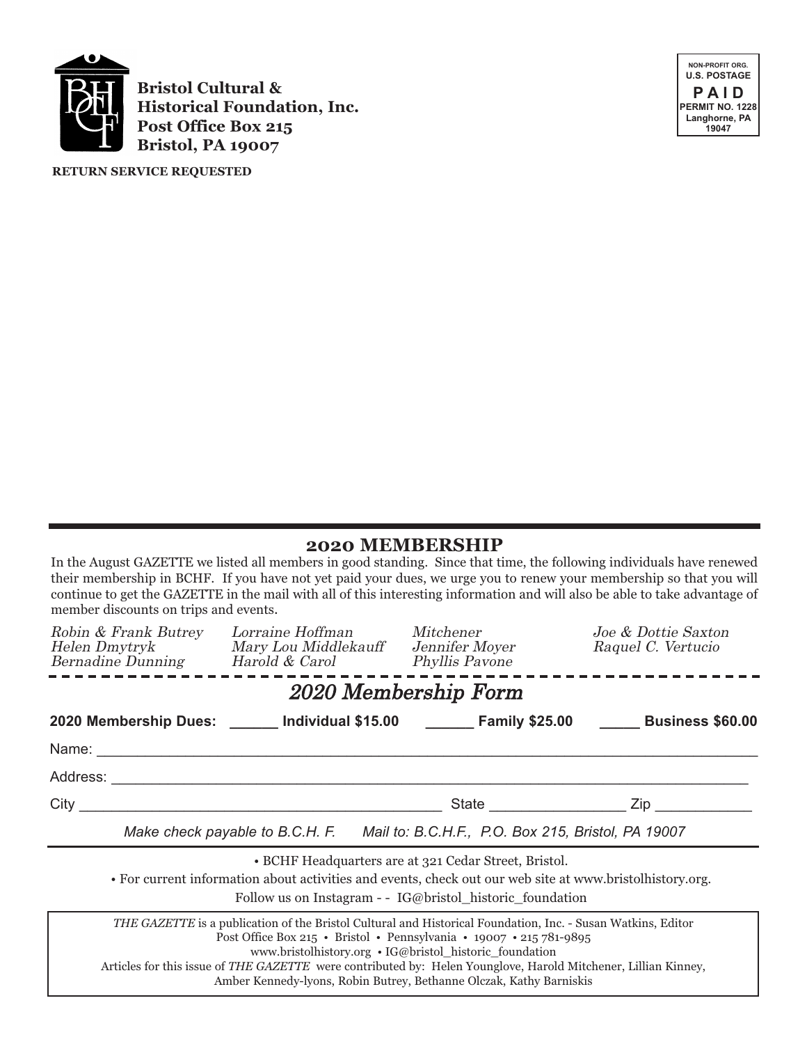**Bristol Cultural & Historical Foundation, Inc.**
**Post Office Box 215**
**Bristol, PA 19007**

**RETURN SERVICE REQUESTED**

NON-PROFIT ORG.
U.S. POSTAGE
**PAID**
PERMIT NO. 1228
Langhorne, PA
19047

## 2020 MEMBERSHIP

In the August GAZETTE we listed all members in good standing. Since that time, the following individuals have renewed their membership in BCHF. If you have not yet paid your dues, we urge you to renew your membership so that you will continue to get the GAZETTE in the mail with all of this interesting information and will also be able to take advantage of member discounts on trips and events.

*Robin & Frank Butrey*
*Helen Dmytryk*
*Bernadine Dunning*
*Lorraine Hoffman*
*Mary Lou Middlekauff*
*Harold & Carol Mitchener*
*Jennifer Moyer*
*Phyllis Pavone*
*Joe & Dottie Saxton*
*Raquel C. Vertucio*

## *2020 Membership Form*

**2020 Membership Dues:** ______ **Individual $15.00** ______ **Family $25.00** _____ **Business $60.00**

Name: ______________________________________________________________________________

Address: ____________________________________________________________________________

City ____________________________________________ State ________________ Zip ___________

*Make check payable to B.C.H. F. Mail to: B.C.H.F., P.O. Box 215, Bristol, PA 19007*

• BCHF Headquarters are at 321 Cedar Street, Bristol.

• For current information about activities and events, check out our web site at www.bristolhistory.org.

Follow us on Instagram - - IG@bristol_historic_foundation

*THE GAZETTE* is a publication of the Bristol Cultural and Historical Foundation, Inc. - Susan Watkins, Editor
Post Office Box 215 • Bristol • Pennsylvania • 19007 • 215 781-9895
www.bristolhistory.org • IG@bristol_historic_foundation
Articles for this issue of *THE GAZETTE* were contributed by: Helen Younglove, Harold Mitchener, Lillian Kinney, Amber Kennedy-lyons, Robin Butrey, Bethanne Olczak, Kathy Barniskis